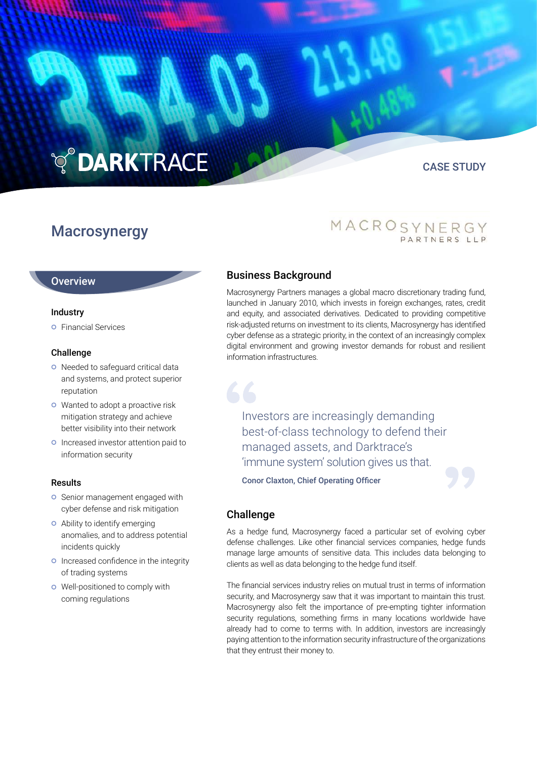DARKTRACE

CASE STUDY

# Macrosynergy

MACROSYNERGY PARTNERS LLP

## Overview

### Industry

- Financial Services

### Challenge

- Needed to safeguard critical data and systems, and protect superior reputation
- Wanted to adopt a proactive risk mitigation strategy and achieve better visibility into their network
- Increased investor attention paid to information security

### Results

- Senior management engaged with cyber defense and risk mitigation
- Ability to identify emerging anomalies, and to address potential incidents quickly
- Increased confidence in the integrity of trading systems
- Well-positioned to comply with coming regulations

## Business Background

Macrosynergy Partners manages a global macro discretionary trading fund, launched in January 2010, which invests in foreign exchanges, rates, credit and equity, and associated derivatives. Dedicated to providing competitive risk-adjusted returns on investment to its clients, Macrosynergy has identified cyber defense as a strategic priority, in the context of an increasingly complex digital environment and growing investor demands for robust and resilient information infrastructures.

> Investors are increasingly demanding best-of-class technology to defend their managed assets, and Darktrace's 'immune system' solution gives us that.
>
> **Conor Claxton, Chief Operating Officer**

## Challenge

As a hedge fund, Macrosynergy faced a particular set of evolving cyber defense challenges. Like other financial services companies, hedge funds manage large amounts of sensitive data. This includes data belonging to clients as well as data belonging to the hedge fund itself.

The financial services industry relies on mutual trust in terms of information security, and Macrosynergy saw that it was important to maintain this trust. Macrosynergy also felt the importance of pre-empting tighter information security regulations, something firms in many locations worldwide have already had to come to terms with. In addition, investors are increasingly paying attention to the information security infrastructure of the organizations that they entrust their money to.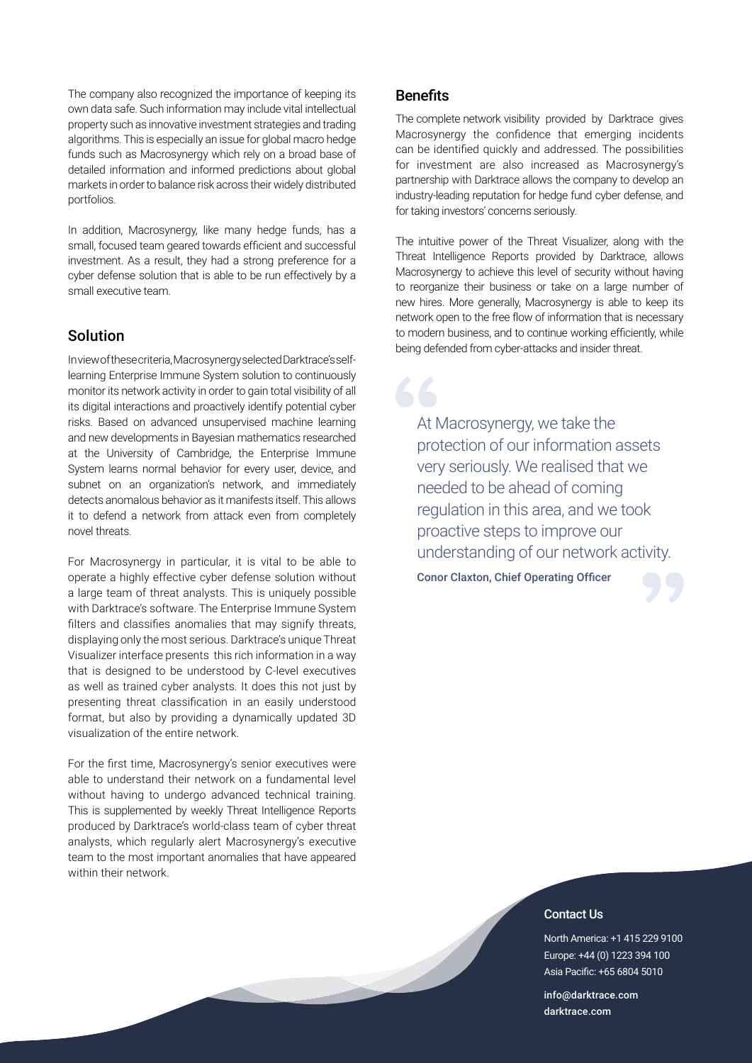The company also recognized the importance of keeping its own data safe. Such information may include vital intellectual property such as innovative investment strategies and trading algorithms. This is especially an issue for global macro hedge funds such as Macrosynergy which rely on a broad base of detailed information and informed predictions about global markets in order to balance risk across their widely distributed portfolios.

In addition, Macrosynergy, like many hedge funds, has a small, focused team geared towards efficient and successful investment. As a result, they had a strong preference for a cyber defense solution that is able to be run effectively by a small executive team.

## Solution

In view of these criteria, Macrosynergy selected Darktrace's self-learning Enterprise Immune System solution to continuously monitor its network activity in order to gain total visibility of all its digital interactions and proactively identify potential cyber risks. Based on advanced unsupervised machine learning and new developments in Bayesian mathematics researched at the University of Cambridge, the Enterprise Immune System learns normal behavior for every user, device, and subnet on an organization's network, and immediately detects anomalous behavior as it manifests itself. This allows it to defend a network from attack even from completely novel threats.

For Macrosynergy in particular, it is vital to be able to operate a highly effective cyber defense solution without a large team of threat analysts. This is uniquely possible with Darktrace's software. The Enterprise Immune System filters and classifies anomalies that may signify threats, displaying only the most serious. Darktrace's unique Threat Visualizer interface presents this rich information in a way that is designed to be understood by C-level executives as well as trained cyber analysts. It does this not just by presenting threat classification in an easily understood format, but also by providing a dynamically updated 3D visualization of the entire network.

For the first time, Macrosynergy's senior executives were able to understand their network on a fundamental level without having to undergo advanced technical training. This is supplemented by weekly Threat Intelligence Reports produced by Darktrace's world-class team of cyber threat analysts, which regularly alert Macrosynergy's executive team to the most important anomalies that have appeared within their network.

## Benefits

The complete network visibility provided by Darktrace gives Macrosynergy the confidence that emerging incidents can be identified quickly and addressed. The possibilities for investment are also increased as Macrosynergy's partnership with Darktrace allows the company to develop an industry-leading reputation for hedge fund cyber defense, and for taking investors' concerns seriously.

The intuitive power of the Threat Visualizer, along with the Threat Intelligence Reports provided by Darktrace, allows Macrosynergy to achieve this level of security without having to reorganize their business or take on a large number of new hires. More generally, Macrosynergy is able to keep its network open to the free flow of information that is necessary to modern business, and to continue working efficiently, while being defended from cyber-attacks and insider threat.

> At Macrosynergy, we take the protection of our information assets very seriously. We realised that we needed to be ahead of coming regulation in this area, and we took proactive steps to improve our understanding of our network activity.
>
> **Conor Claxton, Chief Operating Officer**

### Contact Us

North America: +1 415 229 9100
Europe: +44 (0) 1223 394 100
Asia Pacific: +65 6804 5010

info@darktrace.com
darktrace.com